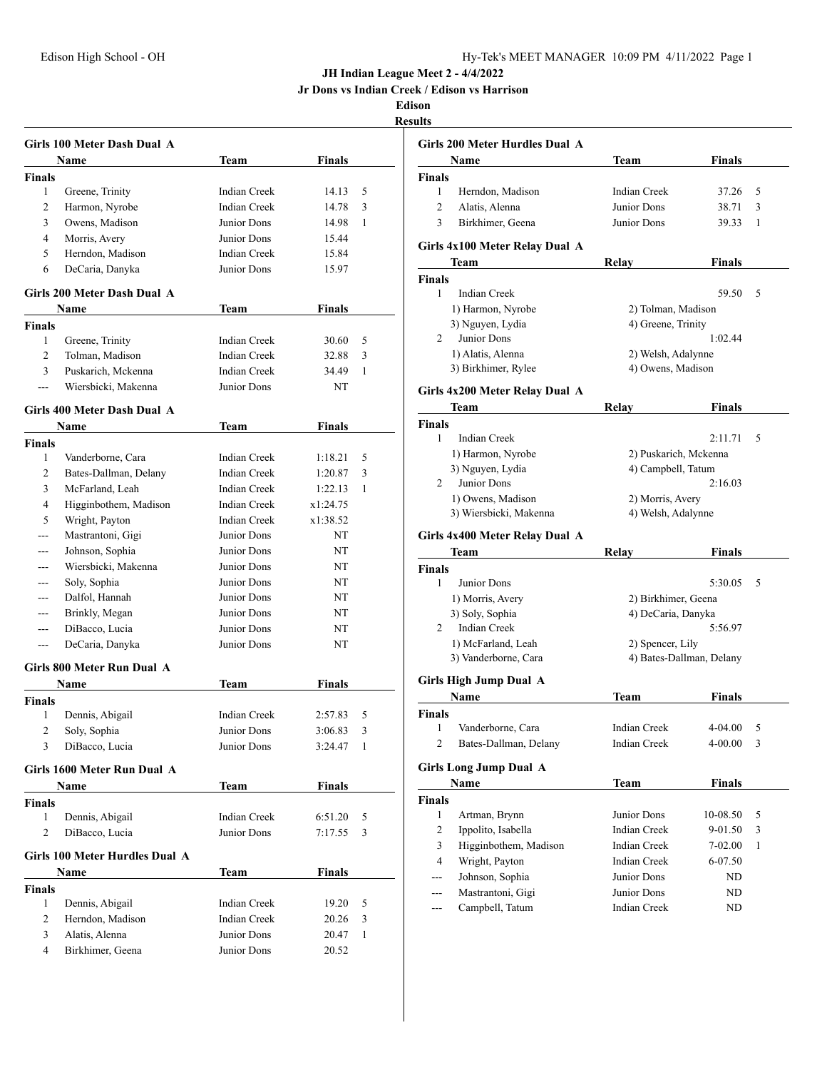# JH Indian League Meet 2 - 4/4/2022

## Jr Dons vs Indian Creek / Edison vs Harrison

### Edison

### Results

#### Girls 100 Meter Dash Dual A

| | Name | Team | Finals | |
|---|---|---|---|---|
| **Finals** | | | | |
| 1 | Greene, Trinity | Indian Creek | 14.13 | 5 |
| 2 | Harmon, Nyrobe | Indian Creek | 14.78 | 3 |
| 3 | Owens, Madison | Junior Dons | 14.98 | 1 |
| 4 | Morris, Avery | Junior Dons | 15.44 | |
| 5 | Herndon, Madison | Indian Creek | 15.84 | |
| 6 | DeCaria, Danyka | Junior Dons | 15.97 | |

#### Girls 200 Meter Dash Dual A

| | Name | Team | Finals | |
|---|---|---|---|---|
| **Finals** | | | | |
| 1 | Greene, Trinity | Indian Creek | 30.60 | 5 |
| 2 | Tolman, Madison | Indian Creek | 32.88 | 3 |
| 3 | Puskarich, Mckenna | Indian Creek | 34.49 | 1 |
| --- | Wiersbicki, Makenna | Junior Dons | NT | |

#### Girls 400 Meter Dash Dual A

| | Name | Team | Finals | |
|---|---|---|---|---|
| **Finals** | | | | |
| 1 | Vanderborne, Cara | Indian Creek | 1:18.21 | 5 |
| 2 | Bates-Dallman, Delany | Indian Creek | 1:20.87 | 3 |
| 3 | McFarland, Leah | Indian Creek | 1:22.13 | 1 |
| 4 | Higginbothem, Madison | Indian Creek | x1:24.75 | |
| 5 | Wright, Payton | Indian Creek | x1:38.52 | |
| --- | Mastrantoni, Gigi | Junior Dons | NT | |
| --- | Johnson, Sophia | Junior Dons | NT | |
| --- | Wiersbicki, Makenna | Junior Dons | NT | |
| --- | Soly, Sophia | Junior Dons | NT | |
| --- | Dalfol, Hannah | Junior Dons | NT | |
| --- | Brinkly, Megan | Junior Dons | NT | |
| --- | DiBacco, Lucia | Junior Dons | NT | |
| --- | DeCaria, Danyka | Junior Dons | NT | |

#### Girls 800 Meter Run Dual A

| | Name | Team | Finals | |
|---|---|---|---|---|
| **Finals** | | | | |
| 1 | Dennis, Abigail | Indian Creek | 2:57.83 | 5 |
| 2 | Soly, Sophia | Junior Dons | 3:06.83 | 3 |
| 3 | DiBacco, Lucia | Junior Dons | 3:24.47 | 1 |

#### Girls 1600 Meter Run Dual A

| | Name | Team | Finals | |
|---|---|---|---|---|
| **Finals** | | | | |
| 1 | Dennis, Abigail | Indian Creek | 6:51.20 | 5 |
| 2 | DiBacco, Lucia | Junior Dons | 7:17.55 | 3 |

#### Girls 100 Meter Hurdles Dual A

| | Name | Team | Finals | |
|---|---|---|---|---|
| **Finals** | | | | |
| 1 | Dennis, Abigail | Indian Creek | 19.20 | 5 |
| 2 | Herndon, Madison | Indian Creek | 20.26 | 3 |
| 3 | Alatis, Alenna | Junior Dons | 20.47 | 1 |
| 4 | Birkhimer, Geena | Junior Dons | 20.52 | |

#### Girls 200 Meter Hurdles Dual A

| | Name | Team | Finals | |
|---|---|---|---|---|
| **Finals** | | | | |
| 1 | Herndon, Madison | Indian Creek | 37.26 | 5 |
| 2 | Alatis, Alenna | Junior Dons | 38.71 | 3 |
| 3 | Birkhimer, Geena | Junior Dons | 39.33 | 1 |

#### Girls 4x100 Meter Relay Dual A

| | Team | Relay | Finals | |
|---|---|---|---|---|
| **Finals** | | | | |
| 1 | Indian Creek | | 59.50 | 5 |
| | 1) Harmon, Nyrobe | 2) Tolman, Madison | | |
| | 3) Nguyen, Lydia | 4) Greene, Trinity | | |
| 2 | Junior Dons | | 1:02.44 | |
| | 1) Alatis, Alenna | 2) Welsh, Adalynne | | |
| | 3) Birkhimer, Rylee | 4) Owens, Madison | | |

#### Girls 4x200 Meter Relay Dual A

| | Team | Relay | Finals | |
|---|---|---|---|---|
| **Finals** | | | | |
| 1 | Indian Creek | | 2:11.71 | 5 |
| | 1) Harmon, Nyrobe | 2) Puskarich, Mckenna | | |
| | 3) Nguyen, Lydia | 4) Campbell, Tatum | | |
| 2 | Junior Dons | | 2:16.03 | |
| | 1) Owens, Madison | 2) Morris, Avery | | |
| | 3) Wiersbicki, Makenna | 4) Welsh, Adalynne | | |

#### Girls 4x400 Meter Relay Dual A

| | Team | Relay | Finals | |
|---|---|---|---|---|
| **Finals** | | | | |
| 1 | Junior Dons | | 5:30.05 | 5 |
| | 1) Morris, Avery | 2) Birkhimer, Geena | | |
| | 3) Soly, Sophia | 4) DeCaria, Danyka | | |
| 2 | Indian Creek | | 5:56.97 | |
| | 1) McFarland, Leah | 2) Spencer, Lily | | |
| | 3) Vanderborne, Cara | 4) Bates-Dallman, Delany | | |

#### Girls High Jump Dual A

| | Name | Team | Finals | |
|---|---|---|---|---|
| **Finals** | | | | |
| 1 | Vanderborne, Cara | Indian Creek | 4-04.00 | 5 |
| 2 | Bates-Dallman, Delany | Indian Creek | 4-00.00 | 3 |

#### Girls Long Jump Dual A

| | Name | Team | Finals | |
|---|---|---|---|---|
| **Finals** | | | | |
| 1 | Artman, Brynn | Junior Dons | 10-08.50 | 5 |
| 2 | Ippolito, Isabella | Indian Creek | 9-01.50 | 3 |
| 3 | Higginbothem, Madison | Indian Creek | 7-02.00 | 1 |
| 4 | Wright, Payton | Indian Creek | 6-07.50 | |
| --- | Johnson, Sophia | Junior Dons | ND | |
| --- | Mastrantoni, Gigi | Junior Dons | ND | |
| --- | Campbell, Tatum | Indian Creek | ND | |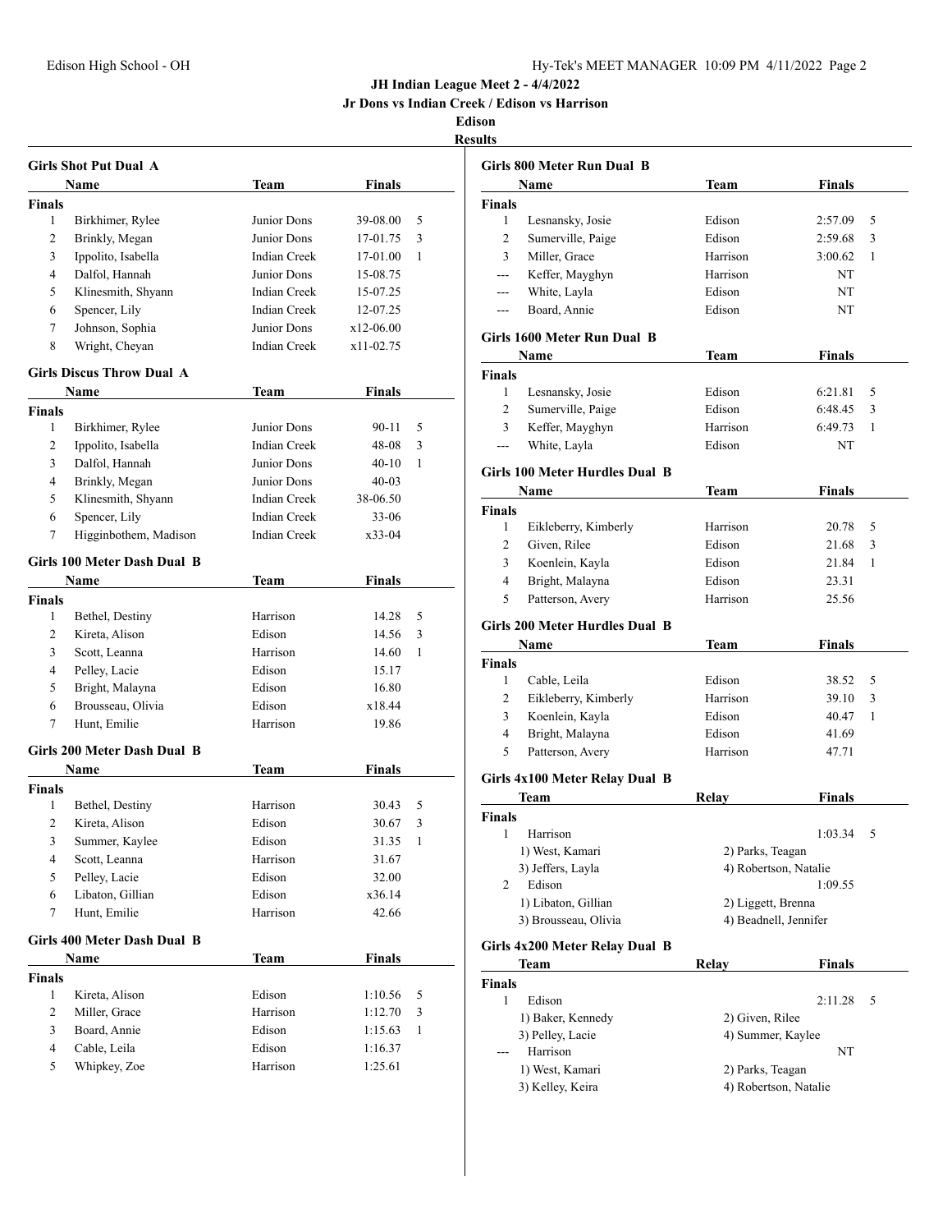**JH Indian League Meet 2 - 4/4/2022**
**Jr Dons vs Indian Creek / Edison vs Harrison**
**Edison**
**Results**

### Girls Shot Put Dual A

| | Name | Team | Finals | |
|---|---|---|---|---|
| **Finals** | | | | |
| 1 | Birkhimer, Rylee | Junior Dons | 39-08.00 | 5 |
| 2 | Brinkly, Megan | Junior Dons | 17-01.75 | 3 |
| 3 | Ippolito, Isabella | Indian Creek | 17-01.00 | 1 |
| 4 | Dalfol, Hannah | Junior Dons | 15-08.75 | |
| 5 | Klinesmith, Shyann | Indian Creek | 15-07.25 | |
| 6 | Spencer, Lily | Indian Creek | 12-07.25 | |
| 7 | Johnson, Sophia | Junior Dons | x12-06.00 | |
| 8 | Wright, Cheyan | Indian Creek | x11-02.75 | |

### Girls Discus Throw Dual A

| | Name | Team | Finals | |
|---|---|---|---|---|
| **Finals** | | | | |
| 1 | Birkhimer, Rylee | Junior Dons | 90-11 | 5 |
| 2 | Ippolito, Isabella | Indian Creek | 48-08 | 3 |
| 3 | Dalfol, Hannah | Junior Dons | 40-10 | 1 |
| 4 | Brinkly, Megan | Junior Dons | 40-03 | |
| 5 | Klinesmith, Shyann | Indian Creek | 38-06.50 | |
| 6 | Spencer, Lily | Indian Creek | 33-06 | |
| 7 | Higginbothem, Madison | Indian Creek | x33-04 | |

### Girls 100 Meter Dash Dual B

| | Name | Team | Finals | |
|---|---|---|---|---|
| **Finals** | | | | |
| 1 | Bethel, Destiny | Harrison | 14.28 | 5 |
| 2 | Kireta, Alison | Edison | 14.56 | 3 |
| 3 | Scott, Leanna | Harrison | 14.60 | 1 |
| 4 | Pelley, Lacie | Edison | 15.17 | |
| 5 | Bright, Malayna | Edison | 16.80 | |
| 6 | Brousseau, Olivia | Edison | x18.44 | |
| 7 | Hunt, Emilie | Harrison | 19.86 | |

### Girls 200 Meter Dash Dual B

| | Name | Team | Finals | |
|---|---|---|---|---|
| **Finals** | | | | |
| 1 | Bethel, Destiny | Harrison | 30.43 | 5 |
| 2 | Kireta, Alison | Edison | 30.67 | 3 |
| 3 | Summer, Kaylee | Edison | 31.35 | 1 |
| 4 | Scott, Leanna | Harrison | 31.67 | |
| 5 | Pelley, Lacie | Edison | 32.00 | |
| 6 | Libaton, Gillian | Edison | x36.14 | |
| 7 | Hunt, Emilie | Harrison | 42.66 | |

### Girls 400 Meter Dash Dual B

| | Name | Team | Finals | |
|---|---|---|---|---|
| **Finals** | | | | |
| 1 | Kireta, Alison | Edison | 1:10.56 | 5 |
| 2 | Miller, Grace | Harrison | 1:12.70 | 3 |
| 3 | Board, Annie | Edison | 1:15.63 | 1 |
| 4 | Cable, Leila | Edison | 1:16.37 | |
| 5 | Whipkey, Zoe | Harrison | 1:25.61 | |

### Girls 800 Meter Run Dual B

| | Name | Team | Finals | |
|---|---|---|---|---|
| **Finals** | | | | |
| 1 | Lesnansky, Josie | Edison | 2:57.09 | 5 |
| 2 | Sumerville, Paige | Edison | 2:59.68 | 3 |
| 3 | Miller, Grace | Harrison | 3:00.62 | 1 |
| --- | Keffer, Mayghyn | Harrison | NT | |
| --- | White, Layla | Edison | NT | |
| --- | Board, Annie | Edison | NT | |

### Girls 1600 Meter Run Dual B

| | Name | Team | Finals | |
|---|---|---|---|---|
| **Finals** | | | | |
| 1 | Lesnansky, Josie | Edison | 6:21.81 | 5 |
| 2 | Sumerville, Paige | Edison | 6:48.45 | 3 |
| 3 | Keffer, Mayghyn | Harrison | 6:49.73 | 1 |
| --- | White, Layla | Edison | NT | |

### Girls 100 Meter Hurdles Dual B

| | Name | Team | Finals | |
|---|---|---|---|---|
| **Finals** | | | | |
| 1 | Eikleberry, Kimberly | Harrison | 20.78 | 5 |
| 2 | Given, Rilee | Edison | 21.68 | 3 |
| 3 | Koenlein, Kayla | Edison | 21.84 | 1 |
| 4 | Bright, Malayna | Edison | 23.31 | |
| 5 | Patterson, Avery | Harrison | 25.56 | |

### Girls 200 Meter Hurdles Dual B

| | Name | Team | Finals | |
|---|---|---|---|---|
| **Finals** | | | | |
| 1 | Cable, Leila | Edison | 38.52 | 5 |
| 2 | Eikleberry, Kimberly | Harrison | 39.10 | 3 |
| 3 | Koenlein, Kayla | Edison | 40.47 | 1 |
| 4 | Bright, Malayna | Edison | 41.69 | |
| 5 | Patterson, Avery | Harrison | 47.71 | |

### Girls 4x100 Meter Relay Dual B

| | Team | Relay | Finals | |
|---|---|---|---|---|
| **Finals** | | | | |
| 1 | Harrison | | 1:03.34 | 5 |
| | 1) West, Kamari | 2) Parks, Teagan | | |
| | 3) Jeffers, Layla | 4) Robertson, Natalie | | |
| 2 | Edison | | 1:09.55 | |
| | 1) Libaton, Gillian | 2) Liggett, Brenna | | |
| | 3) Brousseau, Olivia | 4) Beadnell, Jennifer | | |

### Girls 4x200 Meter Relay Dual B

| | Team | Relay | Finals | |
|---|---|---|---|---|
| **Finals** | | | | |
| 1 | Edison | | 2:11.28 | 5 |
| | 1) Baker, Kennedy | 2) Given, Rilee | | |
| | 3) Pelley, Lacie | 4) Summer, Kaylee | | |
| --- | Harrison | | NT | |
| | 1) West, Kamari | 2) Parks, Teagan | | |
| | 3) Kelley, Keira | 4) Robertson, Natalie | | |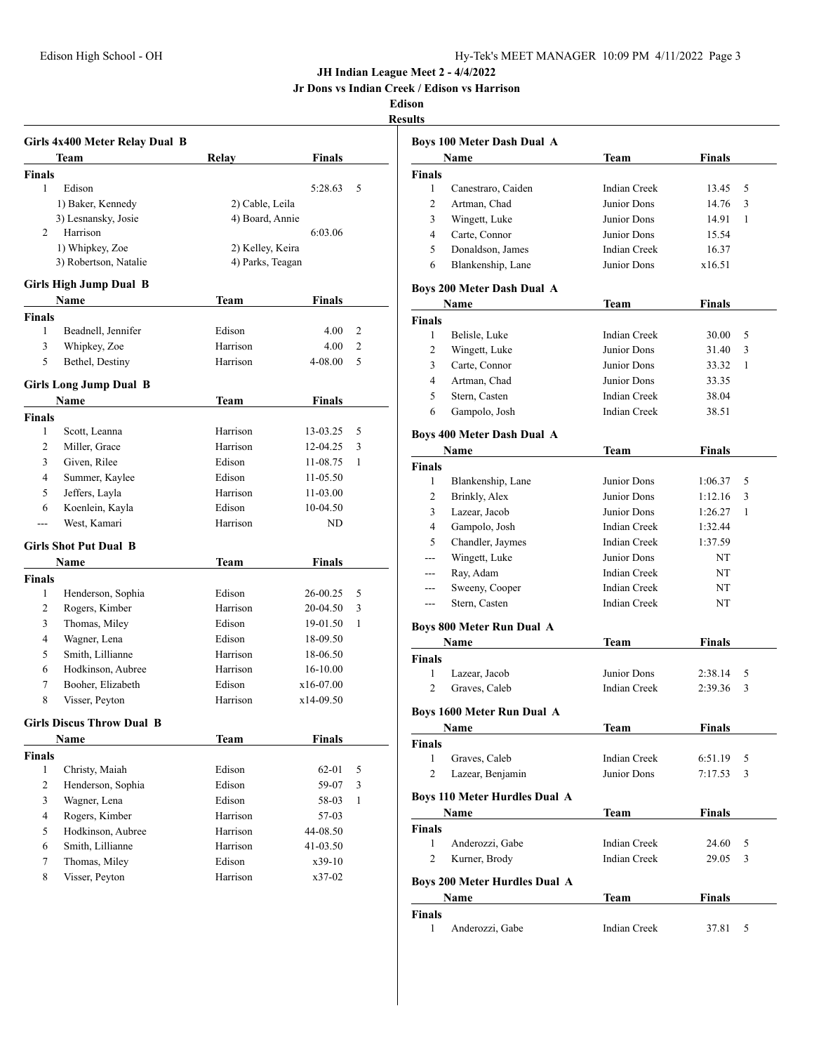# JH Indian League Meet 2 - 4/4/2022

## Jr Dons vs Indian Creek / Edison vs Harrison

### Edison

### Results

**Girls 4x400 Meter Relay Dual B**

| | Team | Relay | Finals | |
|---|---|---|---|---|
| **Finals** | | | | |
| 1 | Edison | | 5:28.63 | 5 |
| | 1) Baker, Kennedy | 2) Cable, Leila | | |
| | 3) Lesnansky, Josie | 4) Board, Annie | | |
| 2 | Harrison | | 6:03.06 | |
| | 1) Whipkey, Zoe | 2) Kelley, Keira | | |
| | 3) Robertson, Natalie | 4) Parks, Teagan | | |

**Girls High Jump Dual B**

| | Name | Team | Finals | |
|---|---|---|---|---|
| **Finals** | | | | |
| 1 | Beadnell, Jennifer | Edison | 4.00 | 2 |
| 3 | Whipkey, Zoe | Harrison | 4.00 | 2 |
| 5 | Bethel, Destiny | Harrison | 4-08.00 | 5 |

**Girls Long Jump Dual B**

| | Name | Team | Finals | |
|---|---|---|---|---|
| **Finals** | | | | |
| 1 | Scott, Leanna | Harrison | 13-03.25 | 5 |
| 2 | Miller, Grace | Harrison | 12-04.25 | 3 |
| 3 | Given, Rilee | Edison | 11-08.75 | 1 |
| 4 | Summer, Kaylee | Edison | 11-05.50 | |
| 5 | Jeffers, Layla | Harrison | 11-03.00 | |
| 6 | Koenlein, Kayla | Edison | 10-04.50 | |
| --- | West, Kamari | Harrison | ND | |

**Girls Shot Put Dual B**

| | Name | Team | Finals | |
|---|---|---|---|---|
| **Finals** | | | | |
| 1 | Henderson, Sophia | Edison | 26-00.25 | 5 |
| 2 | Rogers, Kimber | Harrison | 20-04.50 | 3 |
| 3 | Thomas, Miley | Edison | 19-01.50 | 1 |
| 4 | Wagner, Lena | Edison | 18-09.50 | |
| 5 | Smith, Lillianne | Harrison | 18-06.50 | |
| 6 | Hodkinson, Aubree | Harrison | 16-10.00 | |
| 7 | Booher, Elizabeth | Edison | x16-07.00 | |
| 8 | Visser, Peyton | Harrison | x14-09.50 | |

**Girls Discus Throw Dual B**

| | Name | Team | Finals | |
|---|---|---|---|---|
| **Finals** | | | | |
| 1 | Christy, Maiah | Edison | 62-01 | 5 |
| 2 | Henderson, Sophia | Edison | 59-07 | 3 |
| 3 | Wagner, Lena | Edison | 58-03 | 1 |
| 4 | Rogers, Kimber | Harrison | 57-03 | |
| 5 | Hodkinson, Aubree | Harrison | 44-08.50 | |
| 6 | Smith, Lillianne | Harrison | 41-03.50 | |
| 7 | Thomas, Miley | Edison | x39-10 | |
| 8 | Visser, Peyton | Harrison | x37-02 | |

**Boys 100 Meter Dash Dual A**

| | Name | Team | Finals | |
|---|---|---|---|---|
| **Finals** | | | | |
| 1 | Canestraro, Caiden | Indian Creek | 13.45 | 5 |
| 2 | Artman, Chad | Junior Dons | 14.76 | 3 |
| 3 | Wingett, Luke | Junior Dons | 14.91 | 1 |
| 4 | Carte, Connor | Junior Dons | 15.54 | |
| 5 | Donaldson, James | Indian Creek | 16.37 | |
| 6 | Blankenship, Lane | Junior Dons | x16.51 | |

**Boys 200 Meter Dash Dual A**

| | Name | Team | Finals | |
|---|---|---|---|---|
| **Finals** | | | | |
| 1 | Belisle, Luke | Indian Creek | 30.00 | 5 |
| 2 | Wingett, Luke | Junior Dons | 31.40 | 3 |
| 3 | Carte, Connor | Junior Dons | 33.32 | 1 |
| 4 | Artman, Chad | Junior Dons | 33.35 | |
| 5 | Stern, Casten | Indian Creek | 38.04 | |
| 6 | Gampolo, Josh | Indian Creek | 38.51 | |

**Boys 400 Meter Dash Dual A**

| | Name | Team | Finals | |
|---|---|---|---|---|
| **Finals** | | | | |
| 1 | Blankenship, Lane | Junior Dons | 1:06.37 | 5 |
| 2 | Brinkly, Alex | Junior Dons | 1:12.16 | 3 |
| 3 | Lazear, Jacob | Junior Dons | 1:26.27 | 1 |
| 4 | Gampolo, Josh | Indian Creek | 1:32.44 | |
| 5 | Chandler, Jaymes | Indian Creek | 1:37.59 | |
| --- | Wingett, Luke | Junior Dons | NT | |
| --- | Ray, Adam | Indian Creek | NT | |
| --- | Sweeny, Cooper | Indian Creek | NT | |
| --- | Stern, Casten | Indian Creek | NT | |

**Boys 800 Meter Run Dual A**

| | Name | Team | Finals | |
|---|---|---|---|---|
| **Finals** | | | | |
| 1 | Lazear, Jacob | Junior Dons | 2:38.14 | 5 |
| 2 | Graves, Caleb | Indian Creek | 2:39.36 | 3 |

**Boys 1600 Meter Run Dual A**

| | Name | Team | Finals | |
|---|---|---|---|---|
| **Finals** | | | | |
| 1 | Graves, Caleb | Indian Creek | 6:51.19 | 5 |
| 2 | Lazear, Benjamin | Junior Dons | 7:17.53 | 3 |

**Boys 110 Meter Hurdles Dual A**

| | Name | Team | Finals | |
|---|---|---|---|---|
| **Finals** | | | | |
| 1 | Anderozzi, Gabe | Indian Creek | 24.60 | 5 |
| 2 | Kurner, Brody | Indian Creek | 29.05 | 3 |

**Boys 200 Meter Hurdles Dual A**

| | Name | Team | Finals | |
|---|---|---|---|---|
| **Finals** | | | | |
| 1 | Anderozzi, Gabe | Indian Creek | 37.81 | 5 |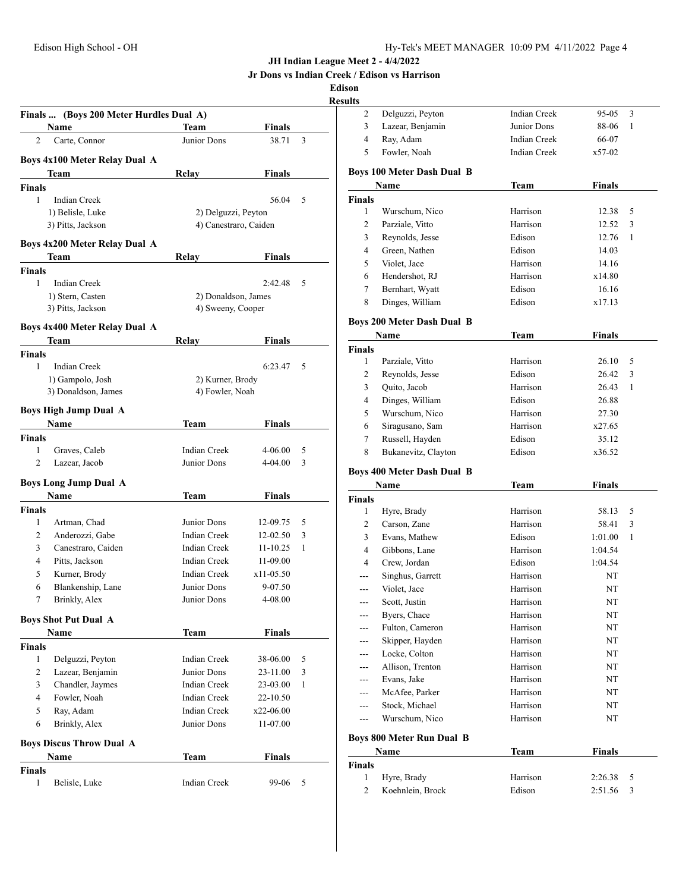# JH Indian League Meet 2 - 4/4/2022

**Jr Dons vs Indian Creek / Edison vs Harrison**

**Edison**

**Results**

### Finals ... (Boys 200 Meter Hurdles Dual A)

| | Name | Team | Finals | |
|---|---|---|---|---|
| 2 | Carte, Connor | Junior Dons | 38.71 | 3 |

### Boys 4x100 Meter Relay Dual A

| | Team | Relay | Finals | |
|---|---|---|---|---|
| **Finals** | | | | |
| 1 | Indian Creek | | 56.04 | 5 |
| | 1) Belisle, Luke | 2) Delguzzi, Peyton | | |
| | 3) Pitts, Jackson | 4) Canestraro, Caiden | | |

### Boys 4x200 Meter Relay Dual A

| | Team | Relay | Finals | |
|---|---|---|---|---|
| **Finals** | | | | |
| 1 | Indian Creek | | 2:42.48 | 5 |
| | 1) Stern, Casten | 2) Donaldson, James | | |
| | 3) Pitts, Jackson | 4) Sweeny, Cooper | | |

### Boys 4x400 Meter Relay Dual A

| | Team | Relay | Finals | |
|---|---|---|---|---|
| **Finals** | | | | |
| 1 | Indian Creek | | 6:23.47 | 5 |
| | 1) Gampolo, Josh | 2) Kurner, Brody | | |
| | 3) Donaldson, James | 4) Fowler, Noah | | |

### Boys High Jump Dual A

| | Name | Team | Finals | |
|---|---|---|---|---|
| **Finals** | | | | |
| 1 | Graves, Caleb | Indian Creek | 4-06.00 | 5 |
| 2 | Lazear, Jacob | Junior Dons | 4-04.00 | 3 |

### Boys Long Jump Dual A

| | Name | Team | Finals | |
|---|---|---|---|---|
| **Finals** | | | | |
| 1 | Artman, Chad | Junior Dons | 12-09.75 | 5 |
| 2 | Anderozzi, Gabe | Indian Creek | 12-02.50 | 3 |
| 3 | Canestraro, Caiden | Indian Creek | 11-10.25 | 1 |
| 4 | Pitts, Jackson | Indian Creek | 11-09.00 | |
| 5 | Kurner, Brody | Indian Creek | x11-05.50 | |
| 6 | Blankenship, Lane | Junior Dons | 9-07.50 | |
| 7 | Brinkly, Alex | Junior Dons | 4-08.00 | |

### Boys Shot Put Dual A

| | Name | Team | Finals | |
|---|---|---|---|---|
| **Finals** | | | | |
| 1 | Delguzzi, Peyton | Indian Creek | 38-06.00 | 5 |
| 2 | Lazear, Benjamin | Junior Dons | 23-11.00 | 3 |
| 3 | Chandler, Jaymes | Indian Creek | 23-03.00 | 1 |
| 4 | Fowler, Noah | Indian Creek | 22-10.50 | |
| 5 | Ray, Adam | Indian Creek | x22-06.00 | |
| 6 | Brinkly, Alex | Junior Dons | 11-07.00 | |

### Boys Discus Throw Dual A

| | Name | Team | Finals | |
|---|---|---|---|---|
| **Finals** | | | | |
| 1 | Belisle, Luke | Indian Creek | 99-06 | 5 |
| 2 | Delguzzi, Peyton | Indian Creek | 95-05 | 3 |
| 3 | Lazear, Benjamin | Junior Dons | 88-06 | 1 |
| 4 | Ray, Adam | Indian Creek | 66-07 | |
| 5 | Fowler, Noah | Indian Creek | x57-02 | |

### Boys 100 Meter Dash Dual B

| | Name | Team | Finals | |
|---|---|---|---|---|
| **Finals** | | | | |
| 1 | Wurschum, Nico | Harrison | 12.38 | 5 |
| 2 | Parziale, Vitto | Harrison | 12.52 | 3 |
| 3 | Reynolds, Jesse | Edison | 12.76 | 1 |
| 4 | Green, Nathen | Edison | 14.03 | |
| 5 | Violet, Jace | Harrison | 14.16 | |
| 6 | Hendershot, RJ | Harrison | x14.80 | |
| 7 | Bernhart, Wyatt | Edison | 16.16 | |
| 8 | Dinges, William | Edison | x17.13 | |

### Boys 200 Meter Dash Dual B

| | Name | Team | Finals | |
|---|---|---|---|---|
| **Finals** | | | | |
| 1 | Parziale, Vitto | Harrison | 26.10 | 5 |
| 2 | Reynolds, Jesse | Edison | 26.42 | 3 |
| 3 | Quito, Jacob | Harrison | 26.43 | 1 |
| 4 | Dinges, William | Edison | 26.88 | |
| 5 | Wurschum, Nico | Harrison | 27.30 | |
| 6 | Siragusano, Sam | Harrison | x27.65 | |
| 7 | Russell, Hayden | Edison | 35.12 | |
| 8 | Bukanevitz, Clayton | Edison | x36.52 | |

### Boys 400 Meter Dash Dual B

| | Name | Team | Finals | |
|---|---|---|---|---|
| **Finals** | | | | |
| 1 | Hyre, Brady | Harrison | 58.13 | 5 |
| 2 | Carson, Zane | Harrison | 58.41 | 3 |
| 3 | Evans, Mathew | Edison | 1:01.00 | 1 |
| 4 | Gibbons, Lane | Harrison | 1:04.54 | |
| 4 | Crew, Jordan | Edison | 1:04.54 | |
| --- | Singhus, Garrett | Harrison | NT | |
| --- | Violet, Jace | Harrison | NT | |
| --- | Scott, Justin | Harrison | NT | |
| --- | Byers, Chace | Harrison | NT | |
| --- | Fulton, Cameron | Harrison | NT | |
| --- | Skipper, Hayden | Harrison | NT | |
| --- | Locke, Colton | Harrison | NT | |
| --- | Allison, Trenton | Harrison | NT | |
| --- | Evans, Jake | Harrison | NT | |
| --- | McAfee, Parker | Harrison | NT | |
| --- | Stock, Michael | Harrison | NT | |
| --- | Wurschum, Nico | Harrison | NT | |

### Boys 800 Meter Run Dual B

| | Name | Team | Finals | |
|---|---|---|---|---|
| **Finals** | | | | |
| 1 | Hyre, Brady | Harrison | 2:26.38 | 5 |
| 2 | Koehnlein, Brock | Edison | 2:51.56 | 3 |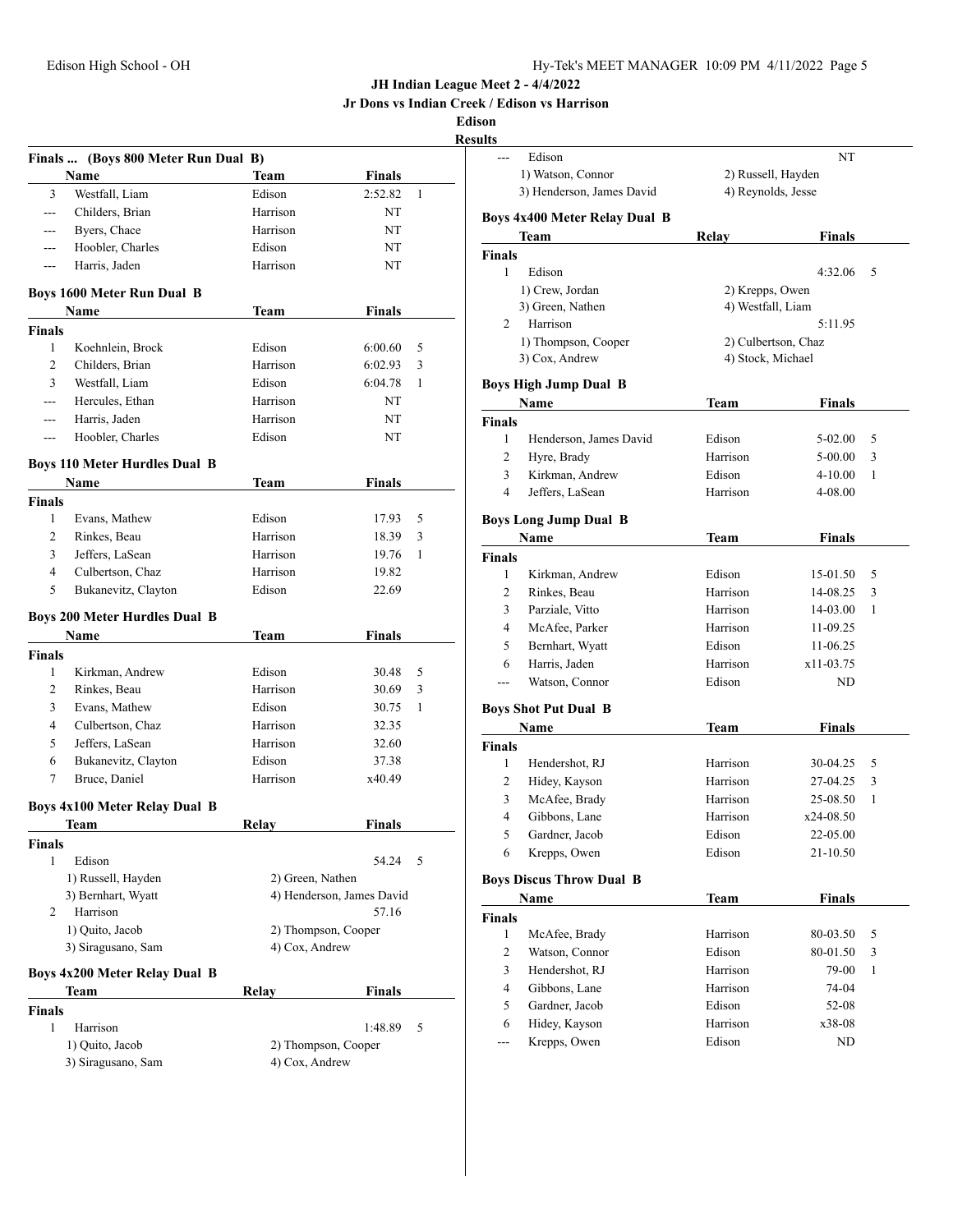**JH Indian League Meet 2 - 4/4/2022**

**Jr Dons vs Indian Creek / Edison vs Harrison**

**Edison**

**Results**

### Finals ... (Boys 800 Meter Run Dual B)

| | Name | Team | Finals | |
|---|---|---|---|---|
| 3 | Westfall, Liam | Edison | 2:52.82 | 1 |
| --- | Childers, Brian | Harrison | NT | |
| --- | Byers, Chace | Harrison | NT | |
| --- | Hoobler, Charles | Edison | NT | |
| --- | Harris, Jaden | Harrison | NT | |

### Boys 1600 Meter Run Dual B

| | Name | Team | Finals | |
|---|---|---|---|---|
| **Finals** | | | | |
| 1 | Koehnlein, Brock | Edison | 6:00.60 | 5 |
| 2 | Childers, Brian | Harrison | 6:02.93 | 3 |
| 3 | Westfall, Liam | Edison | 6:04.78 | 1 |
| --- | Hercules, Ethan | Harrison | NT | |
| --- | Harris, Jaden | Harrison | NT | |
| --- | Hoobler, Charles | Edison | NT | |

### Boys 110 Meter Hurdles Dual B

| | Name | Team | Finals | |
|---|---|---|---|---|
| **Finals** | | | | |
| 1 | Evans, Mathew | Edison | 17.93 | 5 |
| 2 | Rinkes, Beau | Harrison | 18.39 | 3 |
| 3 | Jeffers, LaSean | Harrison | 19.76 | 1 |
| 4 | Culbertson, Chaz | Harrison | 19.82 | |
| 5 | Bukanevitz, Clayton | Edison | 22.69 | |

### Boys 200 Meter Hurdles Dual B

| | Name | Team | Finals | |
|---|---|---|---|---|
| **Finals** | | | | |
| 1 | Kirkman, Andrew | Edison | 30.48 | 5 |
| 2 | Rinkes, Beau | Harrison | 30.69 | 3 |
| 3 | Evans, Mathew | Edison | 30.75 | 1 |
| 4 | Culbertson, Chaz | Harrison | 32.35 | |
| 5 | Jeffers, LaSean | Harrison | 32.60 | |
| 6 | Bukanevitz, Clayton | Edison | 37.38 | |
| 7 | Bruce, Daniel | Harrison | x40.49 | |

### Boys 4x100 Meter Relay Dual B

| | Team | Relay | Finals | |
|---|---|---|---|---|
| **Finals** | | | | |
| 1 | Edison | | 54.24 | 5 |
| | 1) Russell, Hayden | 2) Green, Nathen | | |
| | 3) Bernhart, Wyatt | 4) Henderson, James David | | |
| 2 | Harrison | | 57.16 | |
| | 1) Quito, Jacob | 2) Thompson, Cooper | | |
| | 3) Siragusano, Sam | 4) Cox, Andrew | | |

### Boys 4x200 Meter Relay Dual B

| | Team | Relay | Finals | |
|---|---|---|---|---|
| **Finals** | | | | |
| 1 | Harrison | | 1:48.89 | 5 |
| | 1) Quito, Jacob | 2) Thompson, Cooper | | |
| | 3) Siragusano, Sam | 4) Cox, Andrew | | |
| --- | Edison | | NT | |
| | 1) Watson, Connor | 2) Russell, Hayden | | |
| | 3) Henderson, James David | 4) Reynolds, Jesse | | |

### Boys 4x400 Meter Relay Dual B

| | Team | Relay | Finals | |
|---|---|---|---|---|
| **Finals** | | | | |
| 1 | Edison | | 4:32.06 | 5 |
| | 1) Crew, Jordan | 2) Krepps, Owen | | |
| | 3) Green, Nathen | 4) Westfall, Liam | | |
| 2 | Harrison | | 5:11.95 | |
| | 1) Thompson, Cooper | 2) Culbertson, Chaz | | |
| | 3) Cox, Andrew | 4) Stock, Michael | | |

### Boys High Jump Dual B

| | Name | Team | Finals | |
|---|---|---|---|---|
| **Finals** | | | | |
| 1 | Henderson, James David | Edison | 5-02.00 | 5 |
| 2 | Hyre, Brady | Harrison | 5-00.00 | 3 |
| 3 | Kirkman, Andrew | Edison | 4-10.00 | 1 |
| 4 | Jeffers, LaSean | Harrison | 4-08.00 | |

### Boys Long Jump Dual B

| | Name | Team | Finals | |
|---|---|---|---|---|
| **Finals** | | | | |
| 1 | Kirkman, Andrew | Edison | 15-01.50 | 5 |
| 2 | Rinkes, Beau | Harrison | 14-08.25 | 3 |
| 3 | Parziale, Vitto | Harrison | 14-03.00 | 1 |
| 4 | McAfee, Parker | Harrison | 11-09.25 | |
| 5 | Bernhart, Wyatt | Edison | 11-06.25 | |
| 6 | Harris, Jaden | Harrison | x11-03.75 | |
| --- | Watson, Connor | Edison | ND | |

### Boys Shot Put Dual B

| | Name | Team | Finals | |
|---|---|---|---|---|
| **Finals** | | | | |
| 1 | Hendershot, RJ | Harrison | 30-04.25 | 5 |
| 2 | Hidey, Kayson | Harrison | 27-04.25 | 3 |
| 3 | McAfee, Brady | Harrison | 25-08.50 | 1 |
| 4 | Gibbons, Lane | Harrison | x24-08.50 | |
| 5 | Gardner, Jacob | Edison | 22-05.00 | |
| 6 | Krepps, Owen | Edison | 21-10.50 | |

### Boys Discus Throw Dual B

| | Name | Team | Finals | |
|---|---|---|---|---|
| **Finals** | | | | |
| 1 | McAfee, Brady | Harrison | 80-03.50 | 5 |
| 2 | Watson, Connor | Edison | 80-01.50 | 3 |
| 3 | Hendershot, RJ | Harrison | 79-00 | 1 |
| 4 | Gibbons, Lane | Harrison | 74-04 | |
| 5 | Gardner, Jacob | Edison | 52-08 | |
| 6 | Hidey, Kayson | Harrison | x38-08 | |
| --- | Krepps, Owen | Edison | ND | |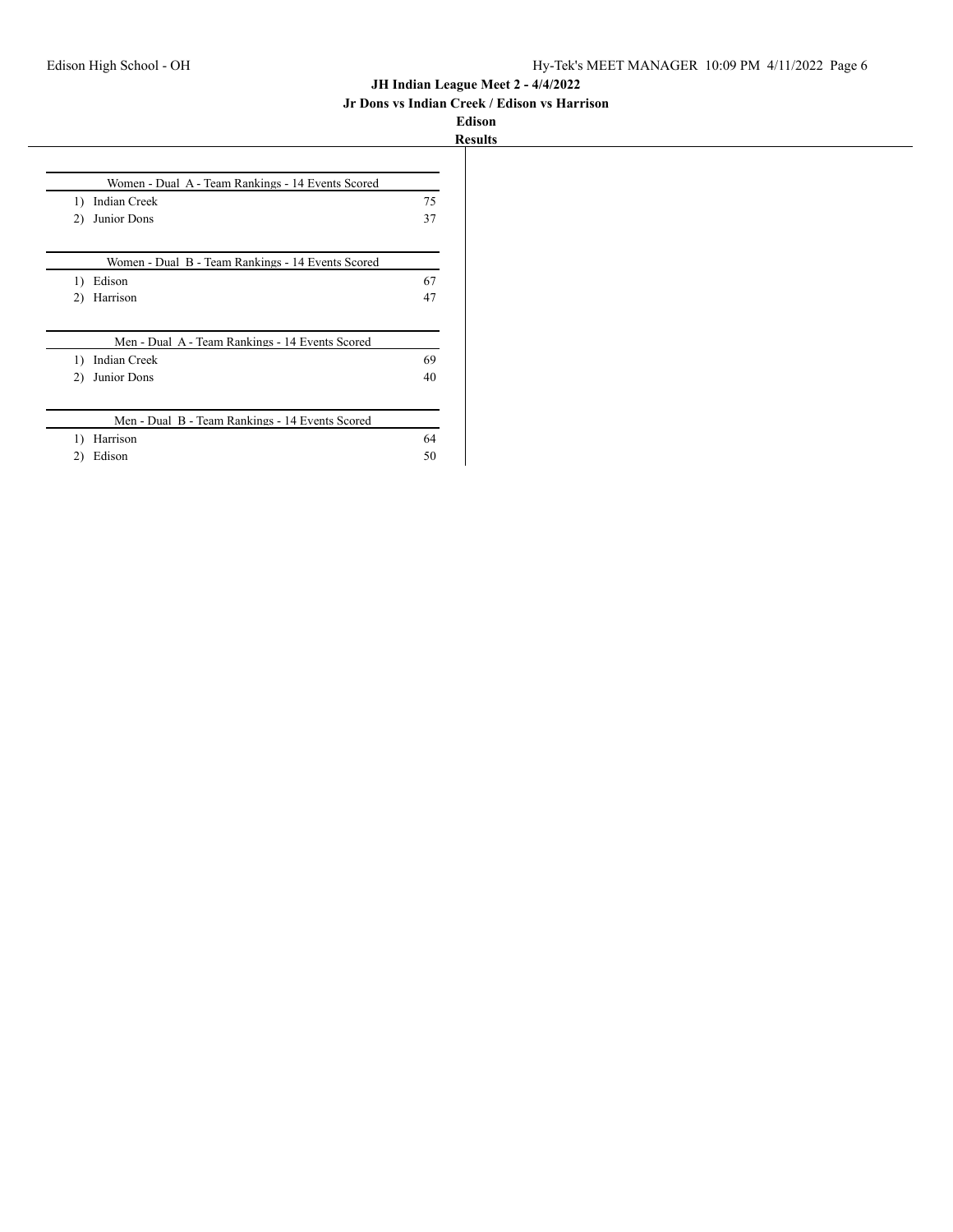# JH Indian League Meet 2 - 4/4/2022

## Jr Dons vs Indian Creek / Edison vs Harrison

### Edison

### Results

| Women - Dual A - Team Rankings - 14 Events Scored | |
|---|---|
| 1) Indian Creek | 75 |
| 2) Junior Dons | 37 |

| Women - Dual B - Team Rankings - 14 Events Scored | |
|---|---|
| 1) Edison | 67 |
| 2) Harrison | 47 |

| Men - Dual A - Team Rankings - 14 Events Scored | |
|---|---|
| 1) Indian Creek | 69 |
| 2) Junior Dons | 40 |

| Men - Dual B - Team Rankings - 14 Events Scored | |
|---|---|
| 1) Harrison | 64 |
| 2) Edison | 50 |